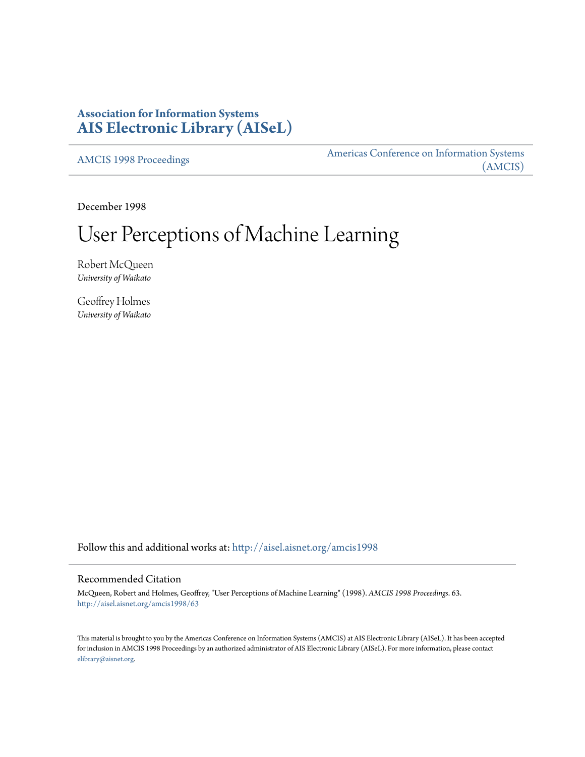**Association for Information Systems**
**AIS Electronic Library (AISeL)**

AMCIS 1998 Proceedings | Americas Conference on Information Systems (AMCIS)

December 1998

# User Perceptions of Machine Learning

Robert McQueen
*University of Waikato*

Geoffrey Holmes
*University of Waikato*

Follow this and additional works at: http://aisel.aisnet.org/amcis1998

## Recommended Citation

McQueen, Robert and Holmes, Geoffrey, "User Perceptions of Machine Learning" (1998). *AMCIS 1998 Proceedings*. 63.
http://aisel.aisnet.org/amcis1998/63

This material is brought to you by the Americas Conference on Information Systems (AMCIS) at AIS Electronic Library (AISeL). It has been accepted for inclusion in AMCIS 1998 Proceedings by an authorized administrator of AIS Electronic Library (AISeL). For more information, please contact elibrary@aisnet.org.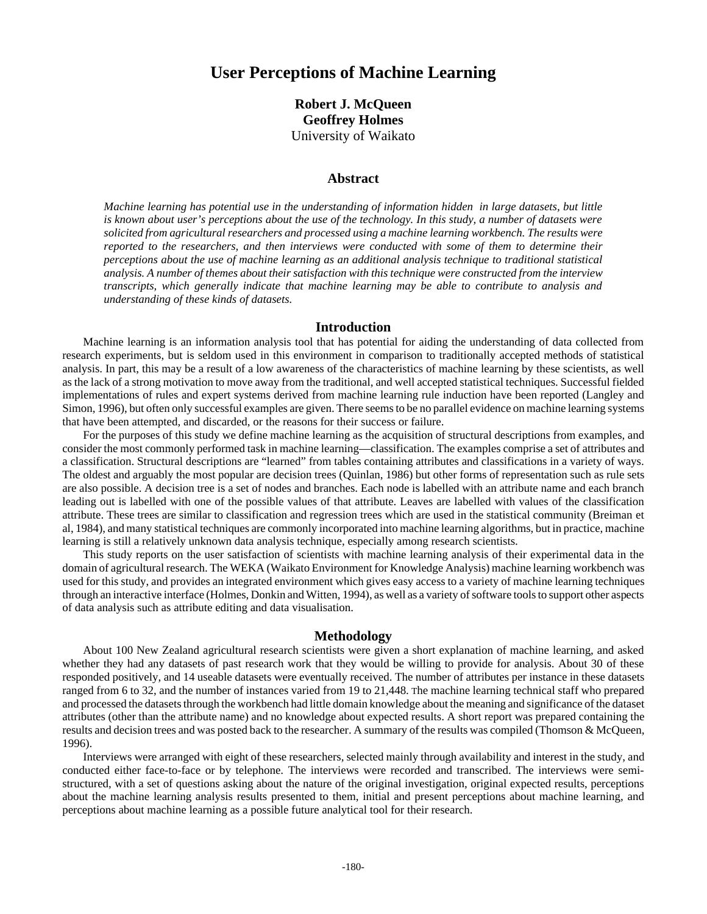# User Perceptions of Machine Learning

**Robert J. McQueen**
**Geoffrey Holmes**
University of Waikato

## Abstract

*Machine learning has potential use in the understanding of information hidden in large datasets, but little is known about user's perceptions about the use of the technology. In this study, a number of datasets were solicited from agricultural researchers and processed using a machine learning workbench. The results were reported to the researchers, and then interviews were conducted with some of them to determine their perceptions about the use of machine learning as an additional analysis technique to traditional statistical analysis. A number of themes about their satisfaction with this technique were constructed from the interview transcripts, which generally indicate that machine learning may be able to contribute to analysis and understanding of these kinds of datasets.*

## Introduction

Machine learning is an information analysis tool that has potential for aiding the understanding of data collected from research experiments, but is seldom used in this environment in comparison to traditionally accepted methods of statistical analysis. In part, this may be a result of a low awareness of the characteristics of machine learning by these scientists, as well as the lack of a strong motivation to move away from the traditional, and well accepted statistical techniques. Successful fielded implementations of rules and expert systems derived from machine learning rule induction have been reported (Langley and Simon, 1996), but often only successful examples are given. There seems to be no parallel evidence on machine learning systems that have been attempted, and discarded, or the reasons for their success or failure.

For the purposes of this study we define machine learning as the acquisition of structural descriptions from examples, and consider the most commonly performed task in machine learning—classification. The examples comprise a set of attributes and a classification. Structural descriptions are "learned" from tables containing attributes and classifications in a variety of ways. The oldest and arguably the most popular are decision trees (Quinlan, 1986) but other forms of representation such as rule sets are also possible. A decision tree is a set of nodes and branches. Each node is labelled with an attribute name and each branch leading out is labelled with one of the possible values of that attribute. Leaves are labelled with values of the classification attribute. These trees are similar to classification and regression trees which are used in the statistical community (Breiman et al, 1984), and many statistical techniques are commonly incorporated into machine learning algorithms, but in practice, machine learning is still a relatively unknown data analysis technique, especially among research scientists.

This study reports on the user satisfaction of scientists with machine learning analysis of their experimental data in the domain of agricultural research. The WEKA (Waikato Environment for Knowledge Analysis) machine learning workbench was used for this study, and provides an integrated environment which gives easy access to a variety of machine learning techniques through an interactive interface (Holmes, Donkin and Witten, 1994), as well as a variety of software tools to support other aspects of data analysis such as attribute editing and data visualisation.

## Methodology

About 100 New Zealand agricultural research scientists were given a short explanation of machine learning, and asked whether they had any datasets of past research work that they would be willing to provide for analysis. About 30 of these responded positively, and 14 useable datasets were eventually received. The number of attributes per instance in these datasets ranged from 6 to 32, and the number of instances varied from 19 to 21,448. The machine learning technical staff who prepared and processed the datasets through the workbench had little domain knowledge about the meaning and significance of the dataset attributes (other than the attribute name) and no knowledge about expected results. A short report was prepared containing the results and decision trees and was posted back to the researcher. A summary of the results was compiled (Thomson & McQueen, 1996).

Interviews were arranged with eight of these researchers, selected mainly through availability and interest in the study, and conducted either face-to-face or by telephone. The interviews were recorded and transcribed. The interviews were semi-structured, with a set of questions asking about the nature of the original investigation, original expected results, perceptions about the machine learning analysis results presented to them, initial and present perceptions about machine learning, and perceptions about machine learning as a possible future analytical tool for their research.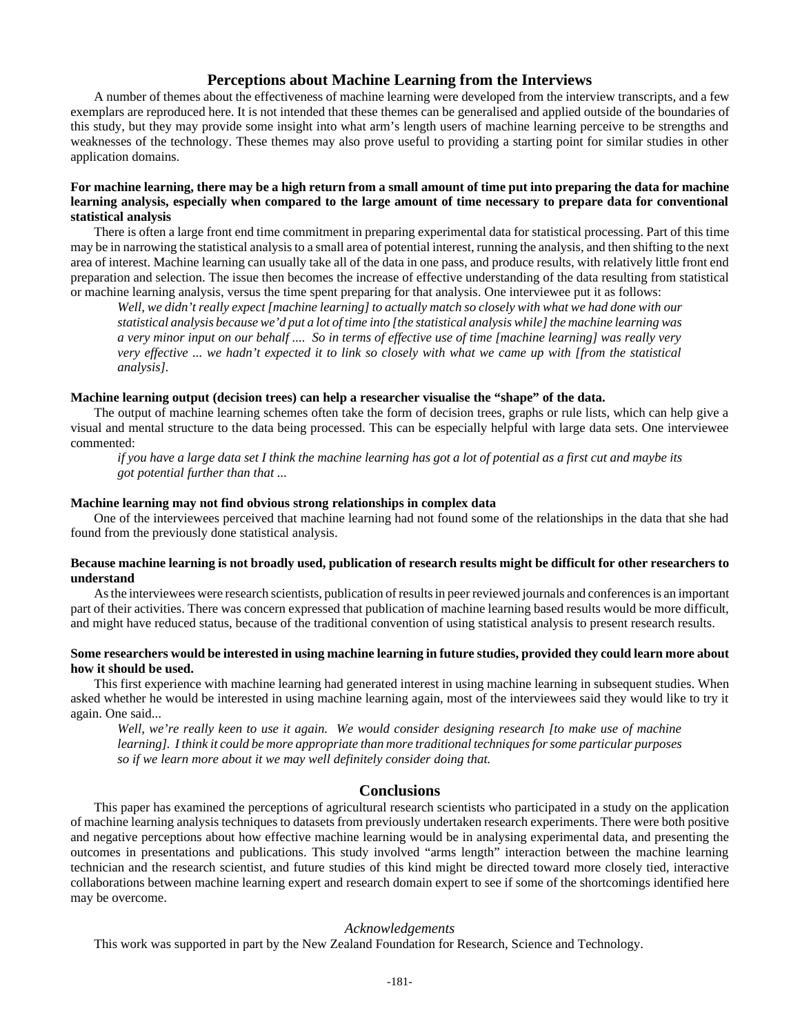## Perceptions about Machine Learning from the Interviews

A number of themes about the effectiveness of machine learning were developed from the interview transcripts, and a few exemplars are reproduced here. It is not intended that these themes can be generalised and applied outside of the boundaries of this study, but they may provide some insight into what arm's length users of machine learning perceive to be strengths and weaknesses of the technology. These themes may also prove useful to providing a starting point for similar studies in other application domains.

**For machine learning, there may be a high return from a small amount of time put into preparing the data for machine learning analysis, especially when compared to the large amount of time necessary to prepare data for conventional statistical analysis**

There is often a large front end time commitment in preparing experimental data for statistical processing. Part of this time may be in narrowing the statistical analysis to a small area of potential interest, running the analysis, and then shifting to the next area of interest. Machine learning can usually take all of the data in one pass, and produce results, with relatively little front end preparation and selection. The issue then becomes the increase of effective understanding of the data resulting from statistical or machine learning analysis, versus the time spent preparing for that analysis. One interviewee put it as follows:

> *Well, we didn't really expect [machine learning] to actually match so closely with what we had done with our statistical analysis because we'd put a lot of time into [the statistical analysis while] the machine learning was a very minor input on our behalf .... So in terms of effective use of time [machine learning] was really very very effective ... we hadn't expected it to link so closely with what we came up with [from the statistical analysis].*

**Machine learning output (decision trees) can help a researcher visualise the "shape" of the data.**

The output of machine learning schemes often take the form of decision trees, graphs or rule lists, which can help give a visual and mental structure to the data being processed. This can be especially helpful with large data sets. One interviewee commented:

> *if you have a large data set I think the machine learning has got a lot of potential as a first cut and maybe its got potential further than that ...*

**Machine learning may not find obvious strong relationships in complex data**

One of the interviewees perceived that machine learning had not found some of the relationships in the data that she had found from the previously done statistical analysis.

**Because machine learning is not broadly used, publication of research results might be difficult for other researchers to understand**

As the interviewees were research scientists, publication of results in peer reviewed journals and conferences is an important part of their activities. There was concern expressed that publication of machine learning based results would be more difficult, and might have reduced status, because of the traditional convention of using statistical analysis to present research results.

**Some researchers would be interested in using machine learning in future studies, provided they could learn more about how it should be used.**

This first experience with machine learning had generated interest in using machine learning in subsequent studies. When asked whether he would be interested in using machine learning again, most of the interviewees said they would like to try it again. One said...

> *Well, we're really keen to use it again. We would consider designing research [to make use of machine learning]. I think it could be more appropriate than more traditional techniques for some particular purposes so if we learn more about it we may well definitely consider doing that.*

## Conclusions

This paper has examined the perceptions of agricultural research scientists who participated in a study on the application of machine learning analysis techniques to datasets from previously undertaken research experiments. There were both positive and negative perceptions about how effective machine learning would be in analysing experimental data, and presenting the outcomes in presentations and publications. This study involved "arms length" interaction between the machine learning technician and the research scientist, and future studies of this kind might be directed toward more closely tied, interactive collaborations between machine learning expert and research domain expert to see if some of the shortcomings identified here may be overcome.

### *Acknowledgements*

This work was supported in part by the New Zealand Foundation for Research, Science and Technology.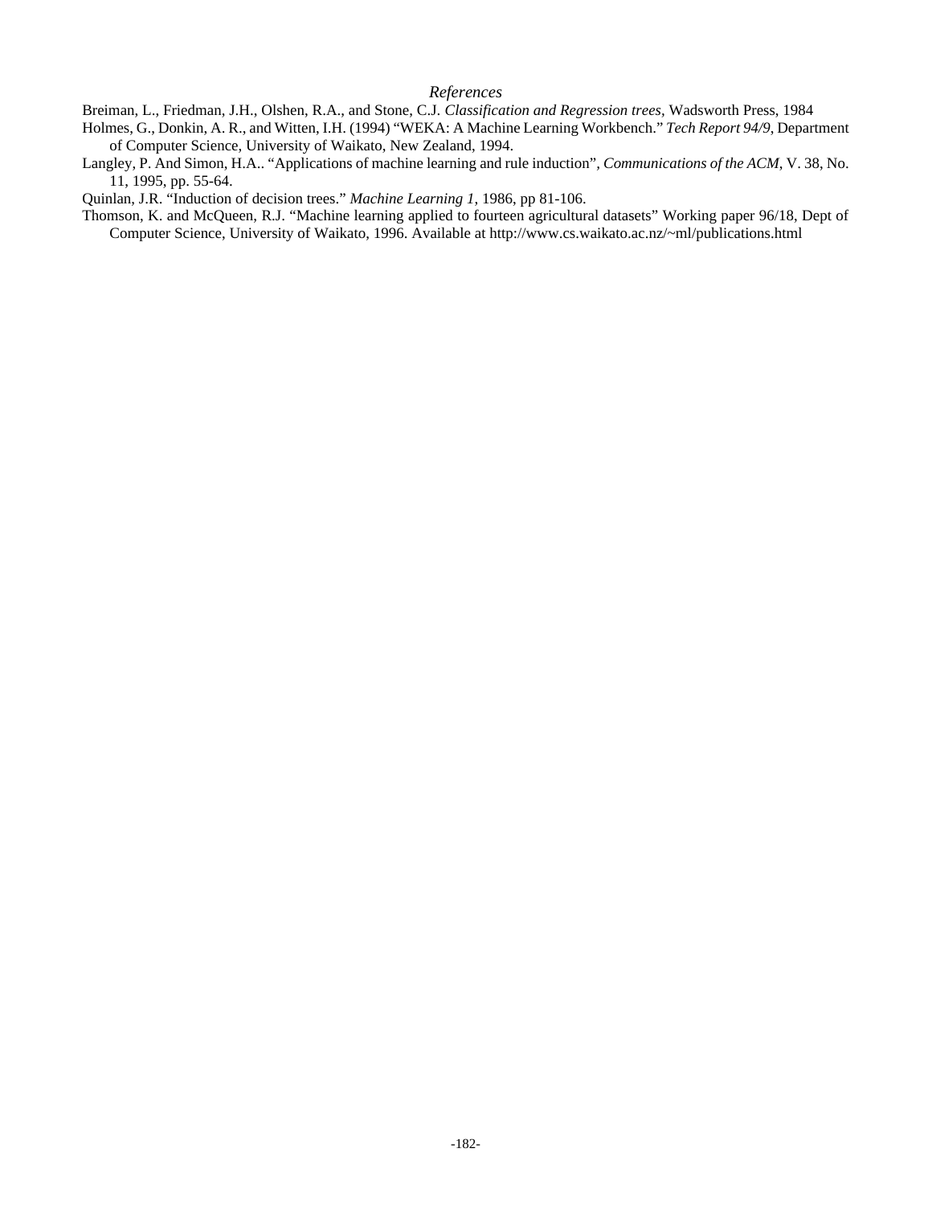### *References*

Breiman, L., Friedman, J.H., Olshen, R.A., and Stone, C.J. *Classification and Regression trees*, Wadsworth Press, 1984

Holmes, G., Donkin, A. R., and Witten, I.H. (1994) "WEKA: A Machine Learning Workbench." *Tech Report 94/9*, Department of Computer Science, University of Waikato, New Zealand, 1994.

Langley, P. And Simon, H.A.. "Applications of machine learning and rule induction", *Communications of the ACM*, V. 38, No. 11, 1995, pp. 55-64.

Quinlan, J.R. "Induction of decision trees." *Machine Learning 1*, 1986, pp 81-106.

Thomson, K. and McQueen, R.J. "Machine learning applied to fourteen agricultural datasets" Working paper 96/18, Dept of Computer Science, University of Waikato, 1996. Available at http://www.cs.waikato.ac.nz/~ml/publications.html